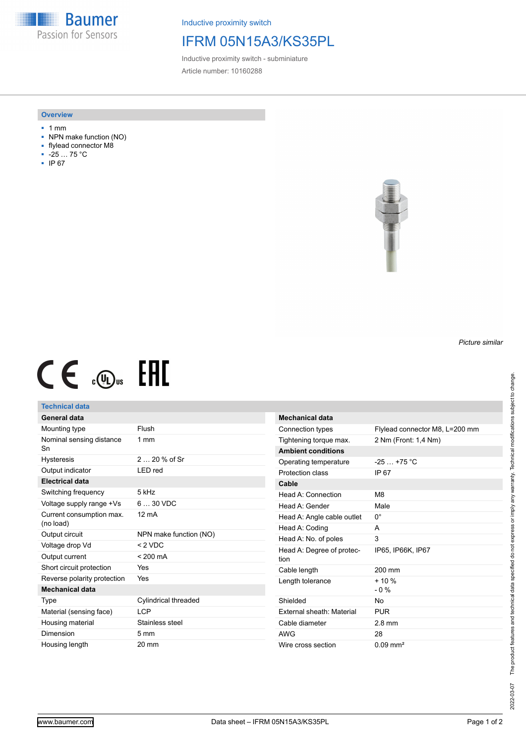Baumer
Passion for Sensors

Inductive proximity switch

# IFRM 05N15A3/KS35PL

Inductive proximity switch - subminiature

Article number: 10160288

## Overview

- 1 mm
- NPN make function (NO)
- flylead connector M8
- -25 … 75 °C
- IP 67

*Picture similar*

## Technical data

| **General data** | |
|---|---|
| Mounting type | Flush |
| Nominal sensing distance Sn | 1 mm |
| Hysteresis | 2 … 20 % of Sr |
| Output indicator | LED red |
| **Electrical data** | |
| Switching frequency | 5 kHz |
| Voltage supply range +Vs | 6 … 30 VDC |
| Current consumption max. (no load) | 12 mA |
| Output circuit | NPN make function (NO) |
| Voltage drop Vd | < 2 VDC |
| Output current | < 200 mA |
| Short circuit protection | Yes |
| Reverse polarity protection | Yes |
| **Mechanical data** | |
| Type | Cylindrical threaded |
| Material (sensing face) | LCP |
| Housing material | Stainless steel |
| Dimension | 5 mm |
| Housing length | 20 mm |

| **Mechanical data** | |
|---|---|
| Connection types | Flylead connector M8, L=200 mm |
| Tightening torque max. | 2 Nm (Front: 1,4 Nm) |
| **Ambient conditions** | |
| Operating temperature | -25 … +75 °C |
| Protection class | IP 67 |
| **Cable** | |
| Head A: Connection | M8 |
| Head A: Gender | Male |
| Head A: Angle cable outlet | 0° |
| Head A: Coding | A |
| Head A: No. of poles | 3 |
| Head A: Degree of protection | IP65, IP66K, IP67 |
| Cable length | 200 mm |
| Length tolerance | + 10 % - 0 % |
| Shielded | No |
| External sheath: Material | PUR |
| Cable diameter | 2.8 mm |
| AWG | 28 |
| Wire cross section | 0.09 mm² |

2022-03-07 The product features and technical data specified do not express or imply any warranty. Technical modifications subject to change.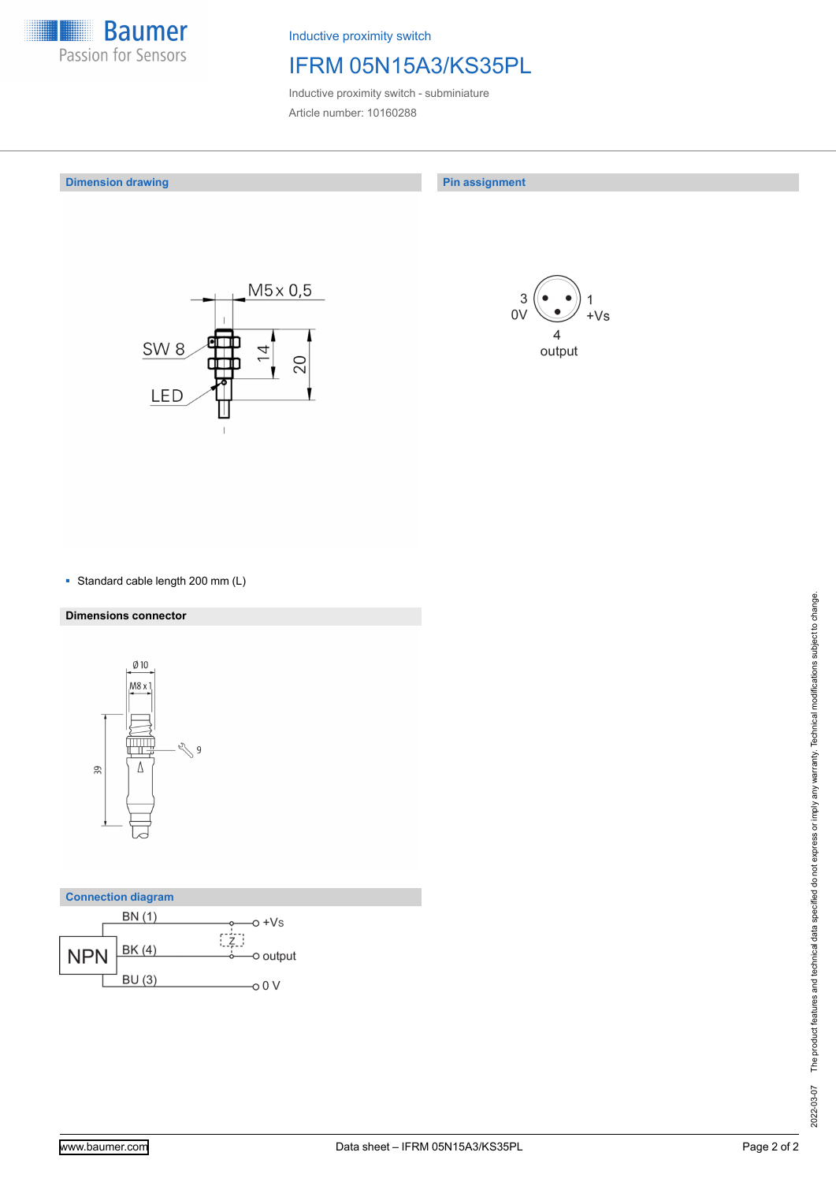Inductive proximity switch

# IFRM 05N15A3/KS35PL

Inductive proximity switch - subminiature

Article number: 10160288

## Dimension drawing

M5 x 0,5

SW 8

LED

14

20

- Standard cable length 200 mm (L)

## Pin assignment

3
0V

1
+Vs

4
output

## Dimensions connector

Ø 10

M8 x 1

39

9

## Connection diagram

NPN

BN (1) — +Vs

BK (4) — output

BU (3) — 0 V

Z

The product features and technical data specified do not express or imply any warranty. Technical modifications subject to change.

2022-03-07

www.baumer.com

Data sheet – IFRM 05N15A3/KS35PL